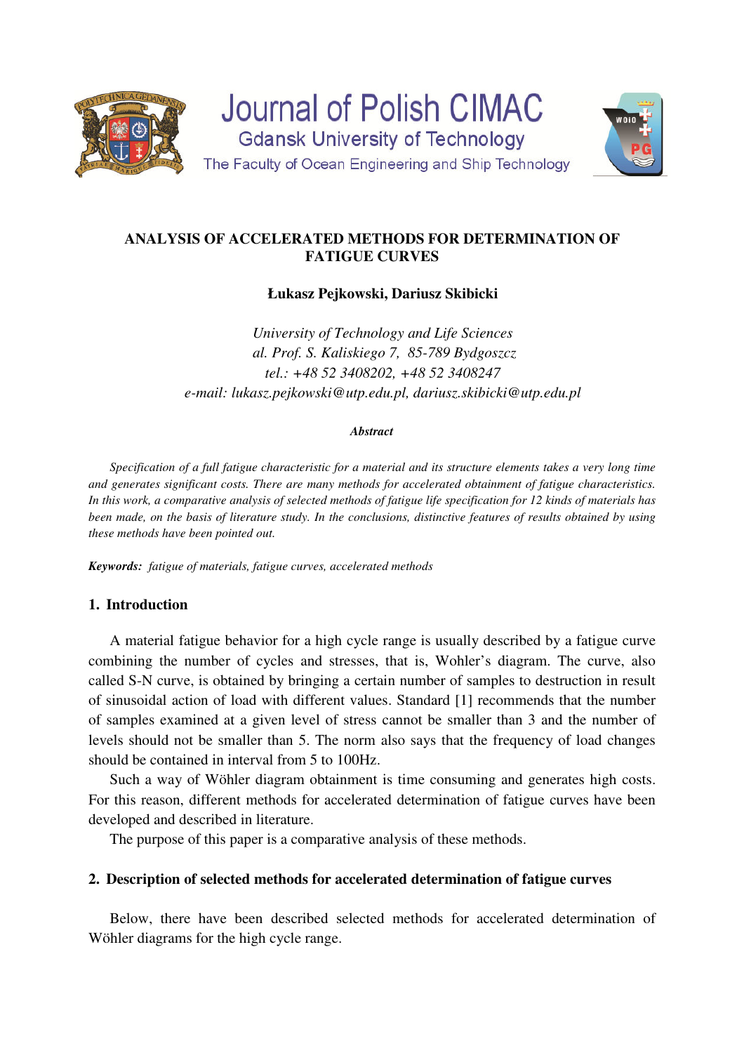# ANALYSIS OF ACCELERATED METHODS FOR DETERMINATION OF FATIGUE CURVES

**Łukasz Pejkowski, Dariusz Skibicki**

*University of Technology and Life Sciences*
*al. Prof. S. Kaliskiego 7, 85-789 Bydgoszcz*
*tel.: +48 52 3408202, +48 52 3408247*
*e-mail: lukasz.pejkowski@utp.edu.pl, dariusz.skibicki@utp.edu.pl*

***Abstract***

*Specification of a full fatigue characteristic for a material and its structure elements takes a very long time and generates significant costs. There are many methods for accelerated obtainment of fatigue characteristics. In this work, a comparative analysis of selected methods of fatigue life specification for 12 kinds of materials has been made, on the basis of literature study. In the conclusions, distinctive features of results obtained by using these methods have been pointed out.*

***Keywords:*** *fatigue of materials, fatigue curves, accelerated methods*

## 1. Introduction

A material fatigue behavior for a high cycle range is usually described by a fatigue curve combining the number of cycles and stresses, that is, Wohler's diagram. The curve, also called S-N curve, is obtained by bringing a certain number of samples to destruction in result of sinusoidal action of load with different values. Standard [1] recommends that the number of samples examined at a given level of stress cannot be smaller than 3 and the number of levels should not be smaller than 5. The norm also says that the frequency of load changes should be contained in interval from 5 to 100Hz.

Such a way of Wöhler diagram obtainment is time consuming and generates high costs. For this reason, different methods for accelerated determination of fatigue curves have been developed and described in literature.

The purpose of this paper is a comparative analysis of these methods.

## 2. Description of selected methods for accelerated determination of fatigue curves

Below, there have been described selected methods for accelerated determination of Wöhler diagrams for the high cycle range.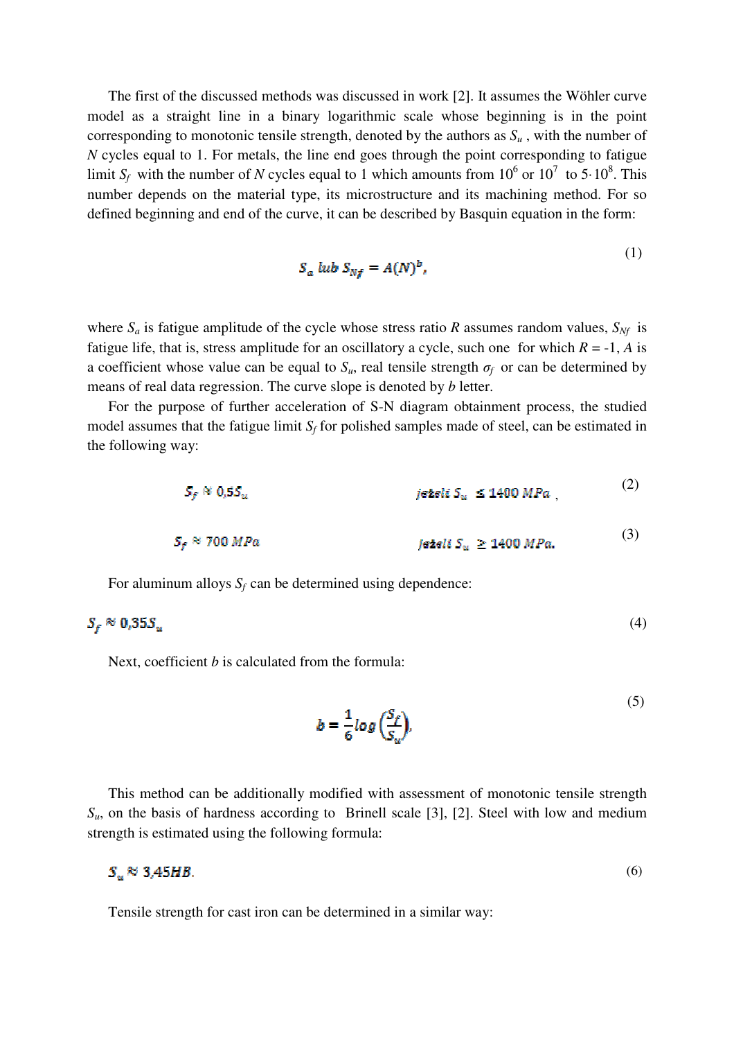The first of the discussed methods was discussed in work [2]. It assumes the Wöhler curve model as a straight line in a binary logarithmic scale whose beginning is in the point corresponding to monotonic tensile strength, denoted by the authors as $S_u$ , with the number of $N$ cycles equal to 1. For metals, the line end goes through the point corresponding to fatigue limit $S_f$ with the number of $N$ cycles equal to 1 which amounts from $10^6$ or $10^7$ to $5 \cdot 10^8$. This number depends on the material type, its microstructure and its machining method. For so defined beginning and end of the curve, it can be described by Basquin equation in the form:

$$S_a \text{ lub } S_{Nf} = A(N)^b, \tag{1}$$

where $S_a$ is fatigue amplitude of the cycle whose stress ratio $R$ assumes random values, $S_{Nf}$ is fatigue life, that is, stress amplitude for an oscillatory a cycle, such one for which $R = -1$, $A$ is a coefficient whose value can be equal to $S_u$, real tensile strength $\sigma_f$ or can be determined by means of real data regression. The curve slope is denoted by $b$ letter.

For the purpose of further acceleration of S-N diagram obtainment process, the studied model assumes that the fatigue limit $S_f$ for polished samples made of steel, can be estimated in the following way:

$$S_f \approx 0{,}5S_u \qquad \text{jeżeli } S_u \leq 1400 \text{ MPa}, \tag{2}$$

$$S_f \approx 700 \text{ MPa} \qquad \text{jeżeli } S_u \geq 1400 \text{ MPa}. \tag{3}$$

For aluminum alloys $S_f$ can be determined using dependence:

$$S_f \approx 0{,}35S_u \tag{4}$$

Next, coefficient $b$ is calculated from the formula:

$$b = \frac{1}{6}\log\left(\frac{S_f}{S_u}\right), \tag{5}$$

This method can be additionally modified with assessment of monotonic tensile strength $S_u$, on the basis of hardness according to Brinell scale [3], [2]. Steel with low and medium strength is estimated using the following formula:

$$S_u \approx 3{,}45HB. \tag{6}$$

Tensile strength for cast iron can be determined in a similar way: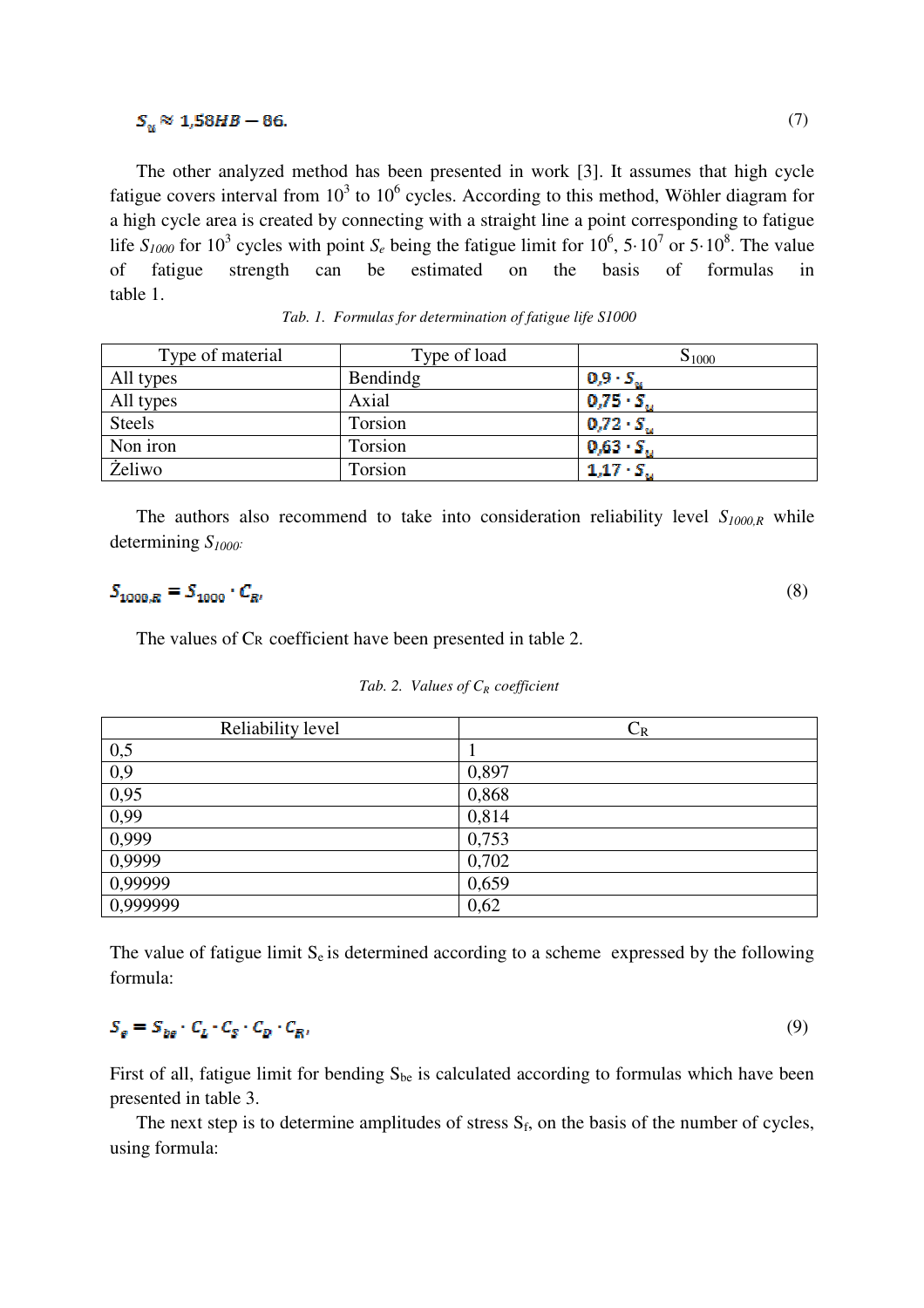$$S_u \approx 1{,}58HB - 86. \tag{7}$$

The other analyzed method has been presented in work [3]. It assumes that high cycle fatigue covers interval from $10^3$ to $10^6$ cycles. According to this method, Wöhler diagram for a high cycle area is created by connecting with a straight line a point corresponding to fatigue life $S_{1000}$ for $10^3$ cycles with point $S_e$ being the fatigue limit for $10^6$, $5 \cdot 10^7$ or $5 \cdot 10^8$. The value of fatigue strength can be estimated on the basis of formulas in table 1.

*Tab. 1. Formulas for determination of fatigue life S1000*

| Type of material | Type of load | $S_{1000}$ |
|---|---|---|
| All types | Bendindg | $0{,}9 \cdot S_u$ |
| All types | Axial | $0{,}75 \cdot S_u$ |
| Steels | Torsion | $0{,}72 \cdot S_u$ |
| Non iron | Torsion | $0{,}63 \cdot S_u$ |
| Żeliwo | Torsion | $1{,}17 \cdot S_u$ |

The authors also recommend to take into consideration reliability level $S_{1000,R}$ while determining $S_{1000}$:

$$S_{1000,R} = S_{1000} \cdot C_R, \tag{8}$$

The values of $C_R$ coefficient have been presented in table 2.

*Tab. 2. Values of $C_R$ coefficient*

| Reliability level | $C_R$ |
|---|---|
| 0,5 | 1 |
| 0,9 | 0,897 |
| 0,95 | 0,868 |
| 0,99 | 0,814 |
| 0,999 | 0,753 |
| 0,9999 | 0,702 |
| 0,99999 | 0,659 |
| 0,999999 | 0,62 |

The value of fatigue limit $S_e$ is determined according to a scheme expressed by the following formula:

$$S_e = S_{be} \cdot C_L \cdot C_S \cdot C_D \cdot C_R, \tag{9}$$

First of all, fatigue limit for bending $S_{be}$ is calculated according to formulas which have been presented in table 3.

The next step is to determine amplitudes of stress $S_f$, on the basis of the number of cycles, using formula: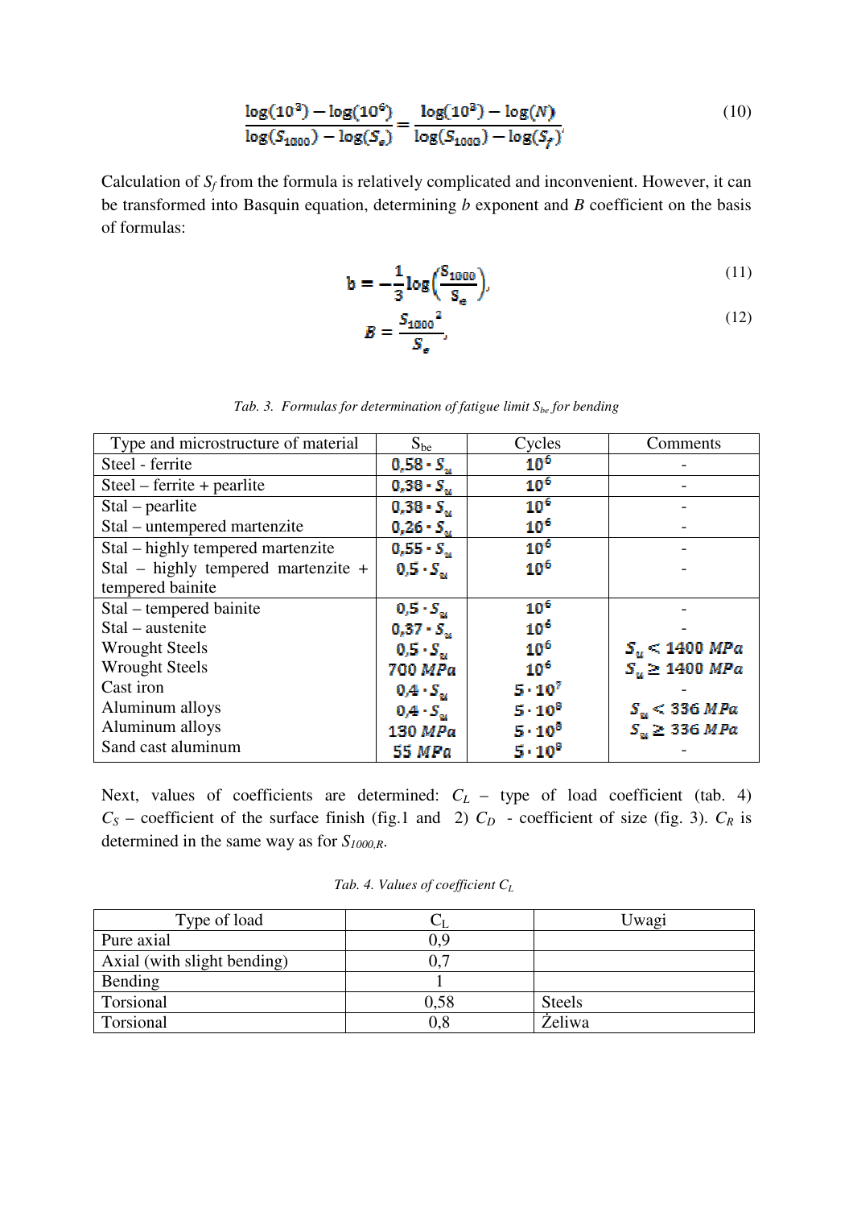$$\frac{\log(10^3) - \log(10^6)}{\log(S_{1000}) - \log(S_e)} = \frac{\log(10^3) - \log(N)}{\log(S_{1000}) - \log(S_f)} \tag{10}$$

Calculation of $S_f$ from the formula is relatively complicated and inconvenient. However, it can be transformed into Basquin equation, determining $b$ exponent and $B$ coefficient on the basis of formulas:

$$b = -\frac{1}{3}\log\left(\frac{S_{1000}}{S_e}\right), \tag{11}$$

$$B = \frac{{S_{1000}}^2}{S_e}, \tag{12}$$

*Tab. 3. Formulas for determination of fatigue limit $S_{be}$ for bending*

| Type and microstructure of material | $S_{be}$ | Cycles | Comments |
|---|---|---|---|
| Steel - ferrite | $0{,}58 \cdot S_u$ | $10^6$ | - |
| Steel – ferrite + pearlite | $0{,}38 \cdot S_u$ | $10^6$ | - |
| Stal – pearlite<br>Stal – untempered martenzite | $0{,}38 \cdot S_u$<br>$0{,}26 \cdot S_u$ | $10^6$<br>$10^6$ | -<br>- |
| Stal – highly tempered martenzite<br>Stal – highly tempered martenzite + tempered bainite | $0{,}55 \cdot S_u$<br>$0{,}5 \cdot S_u$ | $10^6$<br>$10^6$ | -<br>- |
| Stal – tempered bainite<br>Stal – austenite<br>Wrought Steels<br>Wrought Steels<br>Cast iron<br>Aluminum alloys<br>Aluminum alloys<br>Sand cast aluminum | $0{,}5 \cdot S_u$<br>$0{,}37 \cdot S_u$<br>$0{,}5 \cdot S_u$<br>$700\ MPa$<br>$0{,}4 \cdot S_u$<br>$0{,}4 \cdot S_u$<br>$130\ MPa$<br>$55\ MPa$ | $10^6$<br>$10^6$<br>$10^6$<br>$10^6$<br>$5 \cdot 10^7$<br>$5 \cdot 10^8$<br>$5 \cdot 10^8$<br>$5 \cdot 10^8$ | -<br>-<br>$S_u < 1400\ MPa$<br>$S_u \geq 1400\ MPa$<br>-<br>$S_u < 336\ MPa$<br>$S_u \geq 336\ MPa$<br>- |

Next, values of coefficients are determined: $C_L$ – type of load coefficient (tab. 4) $C_S$ – coefficient of the surface finish (fig.1 and 2) $C_D$ - coefficient of size (fig. 3). $C_R$ is determined in the same way as for $S_{1000,R}$.

*Tab. 4. Values of coefficient $C_L$*

| Type of load | $C_L$ | Uwagi |
|---|---|---|
| Pure axial | 0,9 | |
| Axial (with slight bending) | 0,7 | |
| Bending | 1 | |
| Torsional | 0,58 | Steels |
| Torsional | 0,8 | Żeliwa |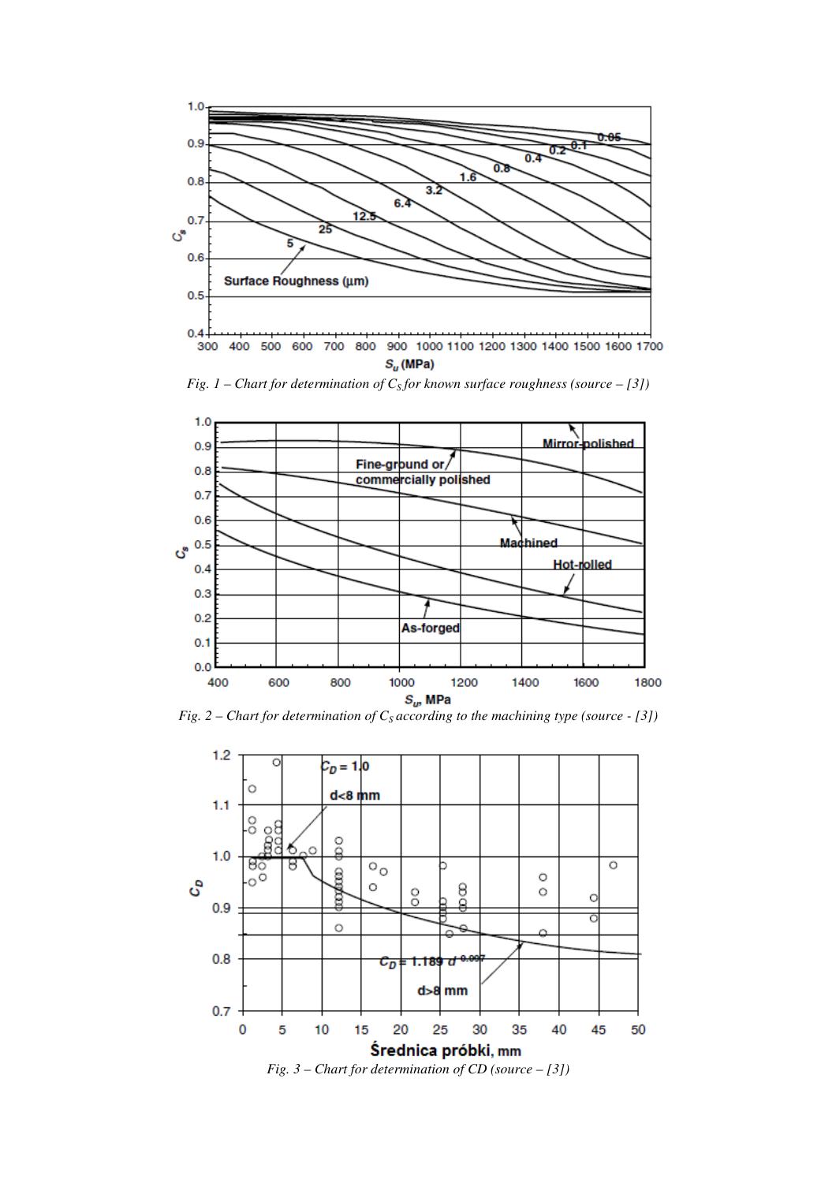Fig. 1 – Chart for determination of $C_S$ for known surface roughness (source – [3])

Fig. 2 – Chart for determination of $C_S$ according to the machining type (source - [3])

Fig. 3 – Chart for determination of CD (source – [3])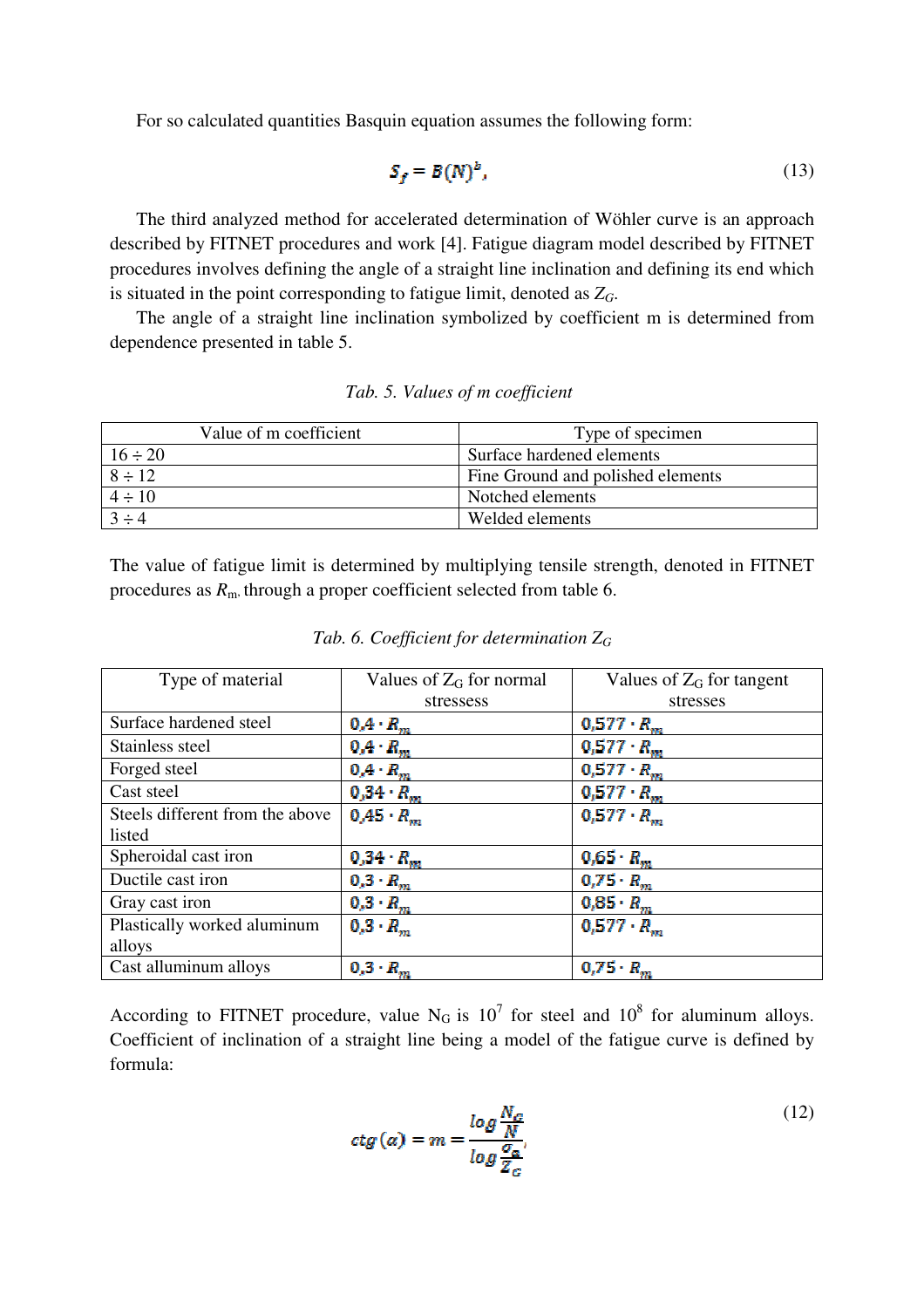For so calculated quantities Basquin equation assumes the following form:

$$S_f = B(N)^b, \tag{13}$$

The third analyzed method for accelerated determination of Wöhler curve is an approach described by FITNET procedures and work [4]. Fatigue diagram model described by FITNET procedures involves defining the angle of a straight line inclination and defining its end which is situated in the point corresponding to fatigue limit, denoted as $Z_G$.

The angle of a straight line inclination symbolized by coefficient m is determined from dependence presented in table 5.

*Tab. 5. Values of m coefficient*

| Value of m coefficient | Type of specimen |
|---|---|
| $16 \div 20$ | Surface hardened elements |
| $8 \div 12$ | Fine Ground and polished elements |
| $4 \div 10$ | Notched elements |
| $3 \div 4$ | Welded elements |

The value of fatigue limit is determined by multiplying tensile strength, denoted in FITNET procedures as $R_m$, through a proper coefficient selected from table 6.

*Tab. 6. Coefficient for determination $Z_G$*

| Type of material | Values of $Z_G$ for normal stresses | Values of $Z_G$ for tangent stresses |
|---|---|---|
| Surface hardened steel | $0{,}4 \cdot R_m$ | $0{,}577 \cdot R_m$ |
| Stainless steel | $0{,}4 \cdot R_m$ | $0{,}577 \cdot R_m$ |
| Forged steel | $0{,}4 \cdot R_m$ | $0{,}577 \cdot R_m$ |
| Cast steel | $0{,}34 \cdot R_m$ | $0{,}577 \cdot R_m$ |
| Steels different from the above listed | $0{,}45 \cdot R_m$ | $0{,}577 \cdot R_m$ |
| Spheroidal cast iron | $0{,}34 \cdot R_m$ | $0{,}65 \cdot R_m$ |
| Ductile cast iron | $0{,}3 \cdot R_m$ | $0{,}75 \cdot R_m$ |
| Gray cast iron | $0{,}3 \cdot R_m$ | $0{,}85 \cdot R_m$ |
| Plastically worked aluminum alloys | $0{,}3 \cdot R_m$ | $0{,}577 \cdot R_m$ |
| Cast alluminum alloys | $0{,}3 \cdot R_m$ | $0{,}75 \cdot R_m$ |

According to FITNET procedure, value $N_G$ is $10^7$ for steel and $10^8$ for aluminum alloys. Coefficient of inclination of a straight line being a model of the fatigue curve is defined by formula:

$$ctg(\alpha) = m = \frac{\log \frac{N_G}{N}}{\log \frac{\sigma_a}{Z_G}}, \tag{12}$$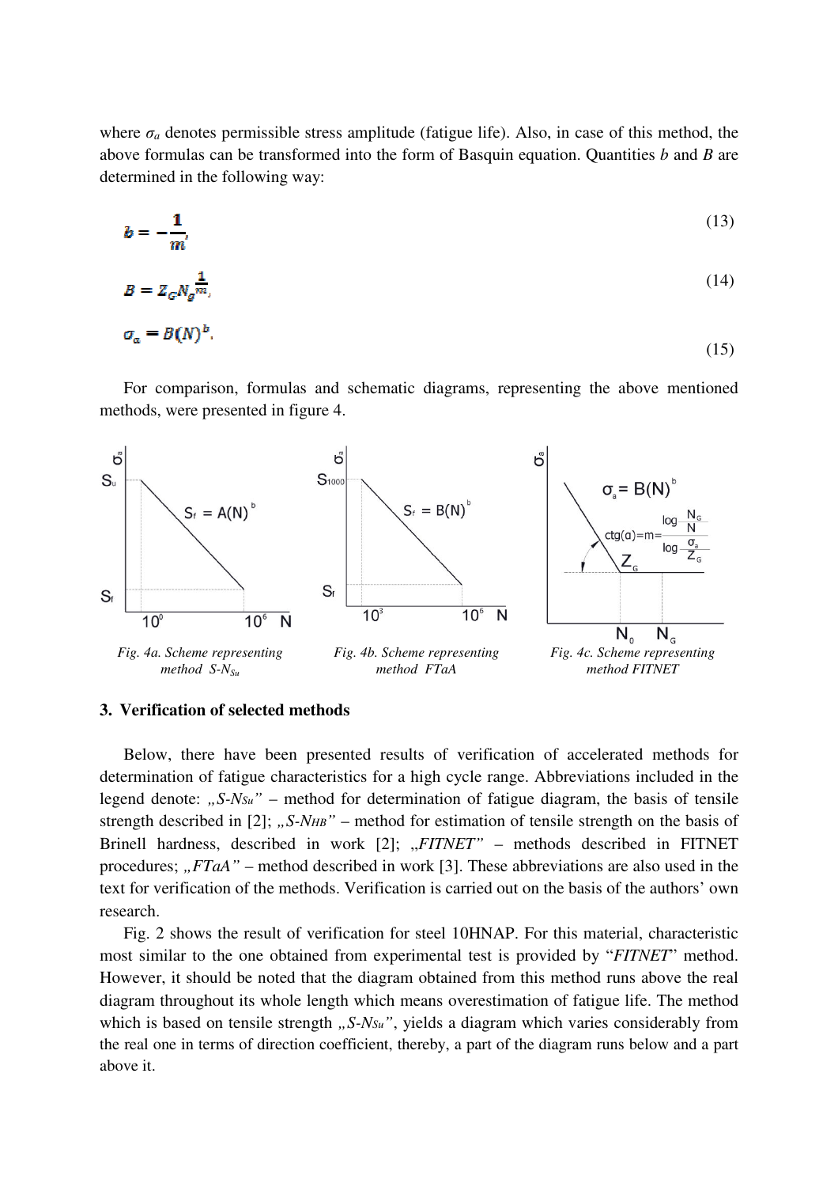where $\sigma_a$ denotes permissible stress amplitude (fatigue life). Also, in case of this method, the above formulas can be transformed into the form of Basquin equation. Quantities $b$ and $B$ are determined in the following way:

$$b = -\frac{1}{m}, \tag{13}$$

$$B = Z_G N_g^{\frac{1}{m}}, \tag{14}$$

$$\sigma_a = B(N)^b. \tag{15}$$

For comparison, formulas and schematic diagrams, representing the above mentioned methods, were presented in figure 4.

Fig. 4a. Scheme representing method $S\text{-}N_{Su}$

Fig. 4b. Scheme representing method FTaA

Fig. 4c. Scheme representing method FITNET

## 3. Verification of selected methods

Below, there have been presented results of verification of accelerated methods for determination of fatigue characteristics for a high cycle range. Abbreviations included in the legend denote: „*S-NSu*" – method for determination of fatigue diagram, the basis of tensile strength described in [2]; „*S-NHB*" – method for estimation of tensile strength on the basis of Brinell hardness, described in work [2]; „*FITNET*" – methods described in FITNET procedures; „*FTaA*" – method described in work [3]. These abbreviations are also used in the text for verification of the methods. Verification is carried out on the basis of the authors' own research.

Fig. 2 shows the result of verification for steel 10HNAP. For this material, characteristic most similar to the one obtained from experimental test is provided by "*FITNET*" method. However, it should be noted that the diagram obtained from this method runs above the real diagram throughout its whole length which means overestimation of fatigue life. The method which is based on tensile strength „*S-NSu*", yields a diagram which varies considerably from the real one in terms of direction coefficient, thereby, a part of the diagram runs below and a part above it.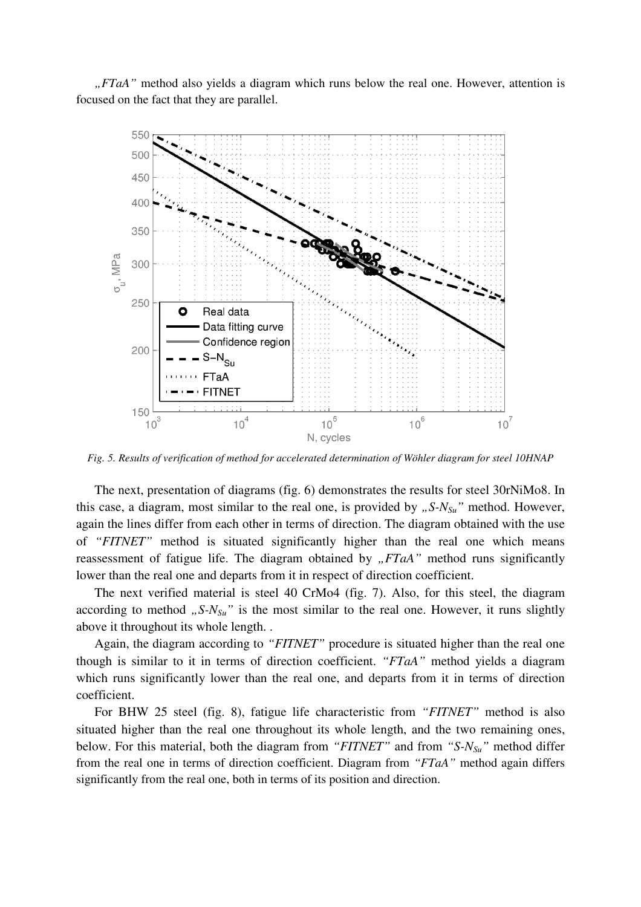*„FTaA"* method also yields a diagram which runs below the real one. However, attention is focused on the fact that they are parallel.

*Fig. 5. Results of verification of method for accelerated determination of Wöhler diagram for steel 10HNAP*

The next, presentation of diagrams (fig. 6) demonstrates the results for steel 30rNiMo8. In this case, a diagram, most similar to the real one, is provided by *„S-$N_{Su}$"* method. However, again the lines differ from each other in terms of direction. The diagram obtained with the use of *"FITNET"* method is situated significantly higher than the real one which means reassessment of fatigue life. The diagram obtained by *„FTaA"* method runs significantly lower than the real one and departs from it in respect of direction coefficient.

The next verified material is steel 40 CrMo4 (fig. 7). Also, for this steel, the diagram according to method *„S-$N_{Su}$"* is the most similar to the real one. However, it runs slightly above it throughout its whole length. .

Again, the diagram according to *"FITNET"* procedure is situated higher than the real one though is similar to it in terms of direction coefficient. *"FTaA"* method yields a diagram which runs significantly lower than the real one, and departs from it in terms of direction coefficient.

For BHW 25 steel (fig. 8), fatigue life characteristic from *"FITNET"* method is also situated higher than the real one throughout its whole length, and the two remaining ones, below. For this material, both the diagram from *"FITNET"* and from *"S-$N_{Su}$"* method differ from the real one in terms of direction coefficient. Diagram from *"FTaA"* method again differs significantly from the real one, both in terms of its position and direction.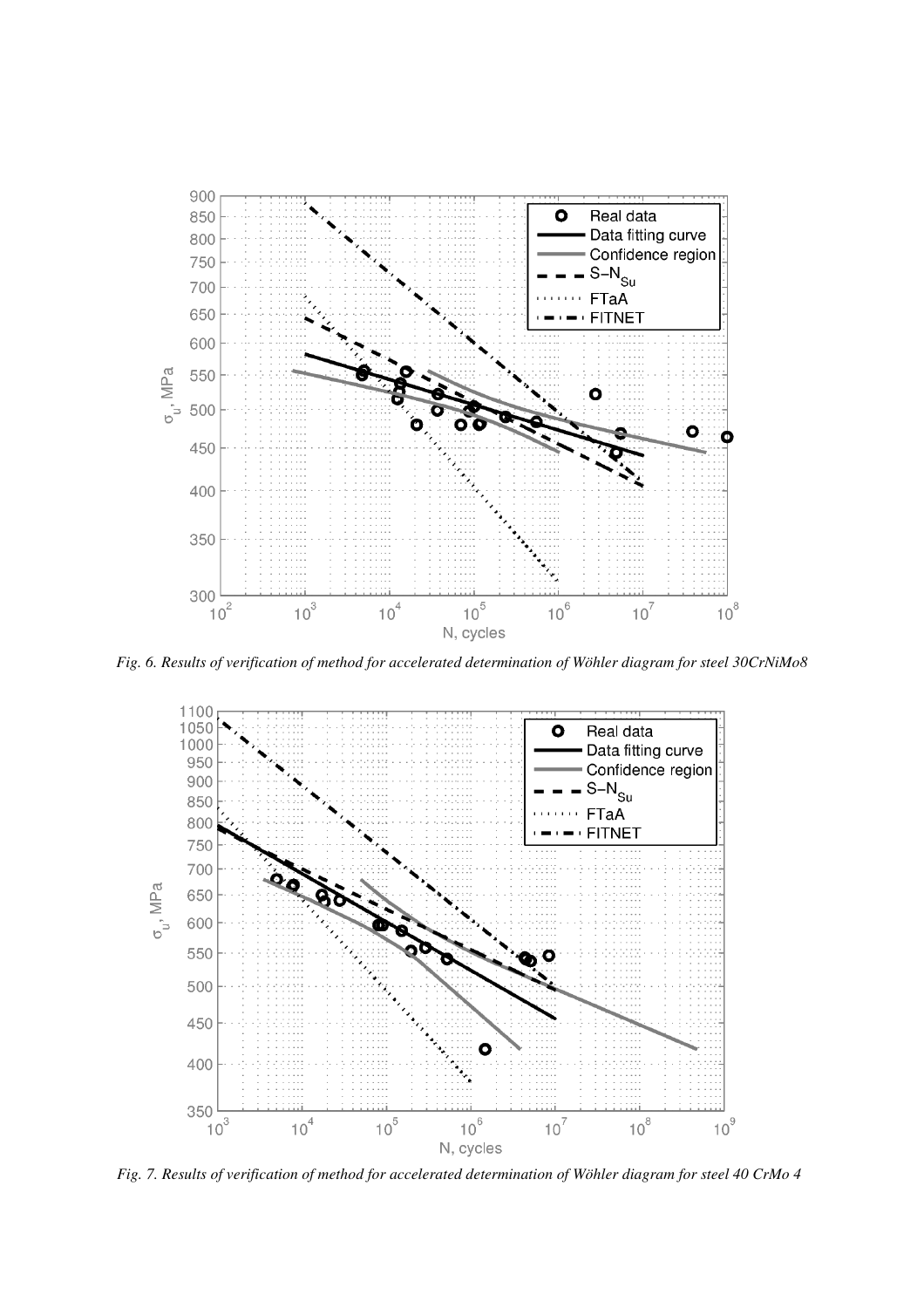*Fig. 6. Results of verification of method for accelerated determination of Wöhler diagram for steel 30CrNiMo8*

*Fig. 7. Results of verification of method for accelerated determination of Wöhler diagram for steel 40 CrMo 4*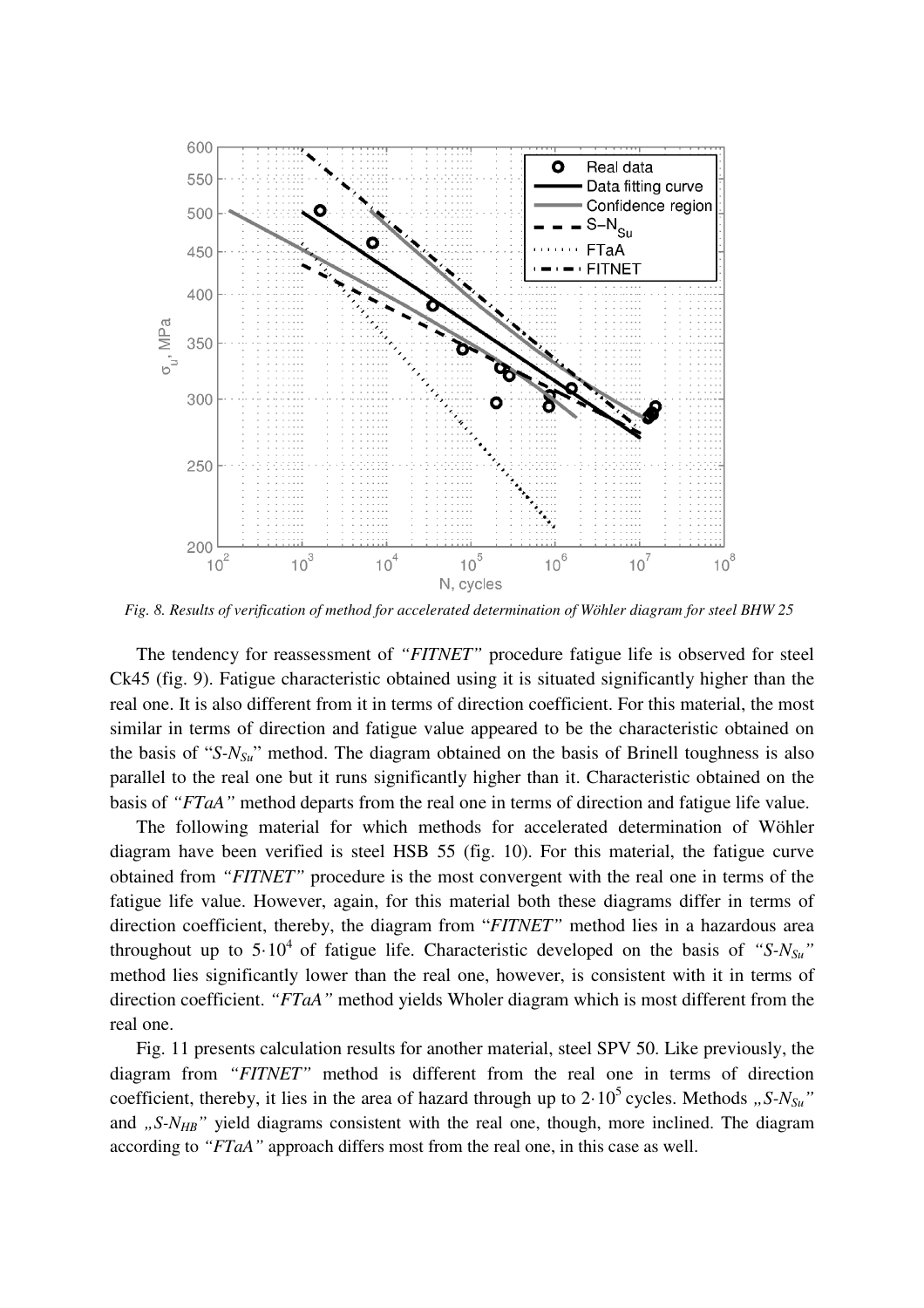*Fig. 8. Results of verification of method for accelerated determination of Wöhler diagram for steel BHW 25*

The tendency for reassessment of *"FITNET"* procedure fatigue life is observed for steel Ck45 (fig. 9). Fatigue characteristic obtained using it is situated significantly higher than the real one. It is also different from it in terms of direction coefficient. For this material, the most similar in terms of direction and fatigue value appeared to be the characteristic obtained on the basis of "$S\text{-}N_{Su}$" method. The diagram obtained on the basis of Brinell toughness is also parallel to the real one but it runs significantly higher than it. Characteristic obtained on the basis of *"FTaA"* method departs from the real one in terms of direction and fatigue life value.

The following material for which methods for accelerated determination of Wöhler diagram have been verified is steel HSB 55 (fig. 10). For this material, the fatigue curve obtained from *"FITNET"* procedure is the most convergent with the real one in terms of the fatigue life value. However, again, for this material both these diagrams differ in terms of direction coefficient, thereby, the diagram from "*FITNET*" method lies in a hazardous area throughout up to $5 \cdot 10^4$ of fatigue life. Characteristic developed on the basis of *"$S\text{-}N_{Su}$"* method lies significantly lower than the real one, however, is consistent with it in terms of direction coefficient. *"FTaA"* method yields Wholer diagram which is most different from the real one.

Fig. 11 presents calculation results for another material, steel SPV 50. Like previously, the diagram from *"FITNET"* method is different from the real one in terms of direction coefficient, thereby, it lies in the area of hazard through up to $2 \cdot 10^5$ cycles. Methods *„$S\text{-}N_{Su}$"* and *„$S\text{-}N_{HB}$"* yield diagrams consistent with the real one, though, more inclined. The diagram according to *"FTaA"* approach differs most from the real one, in this case as well.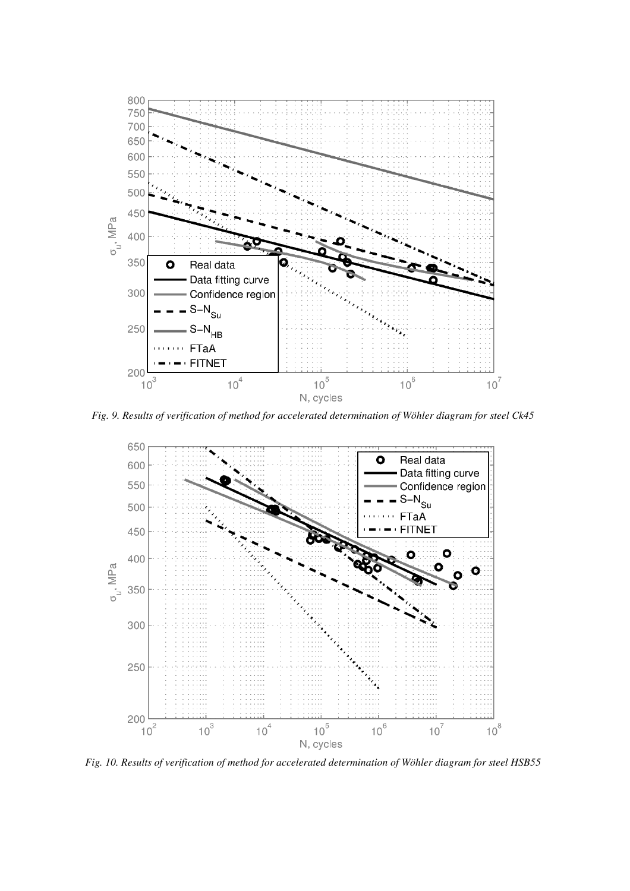*Fig. 9. Results of verification of method for accelerated determination of Wöhler diagram for steel Ck45*

*Fig. 10. Results of verification of method for accelerated determination of Wöhler diagram for steel HSB55*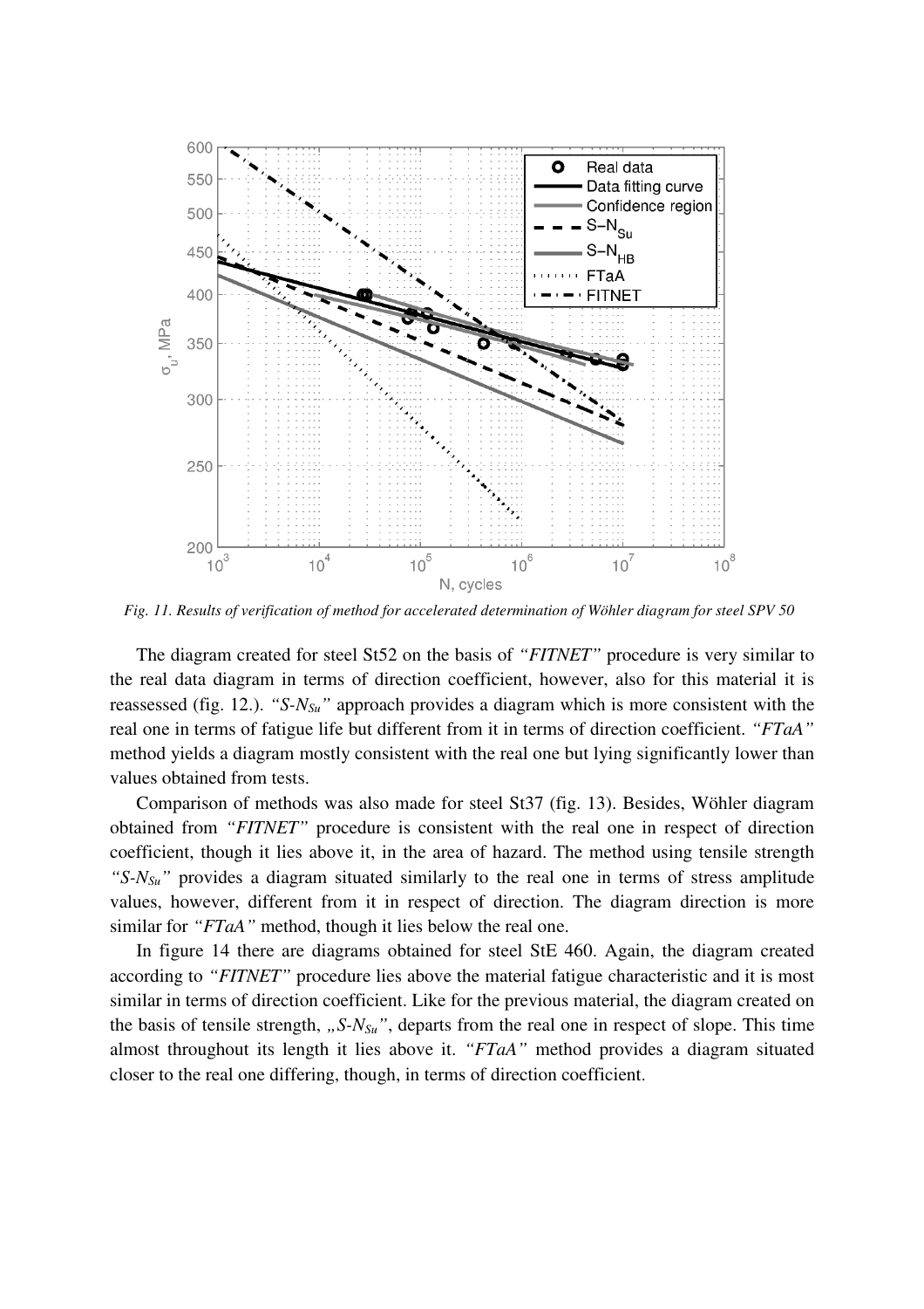*Fig. 11. Results of verification of method for accelerated determination of Wöhler diagram for steel SPV 50*

The diagram created for steel St52 on the basis of *"FITNET"* procedure is very similar to the real data diagram in terms of direction coefficient, however, also for this material it is reassessed (fig. 12.). *"S-$N_{Su}$"* approach provides a diagram which is more consistent with the real one in terms of fatigue life but different from it in terms of direction coefficient. *"FTaA"* method yields a diagram mostly consistent with the real one but lying significantly lower than values obtained from tests.

Comparison of methods was also made for steel St37 (fig. 13). Besides, Wöhler diagram obtained from *"FITNET"* procedure is consistent with the real one in respect of direction coefficient, though it lies above it, in the area of hazard. The method using tensile strength *"S-$N_{Su}$"* provides a diagram situated similarly to the real one in terms of stress amplitude values, however, different from it in respect of direction. The diagram direction is more similar for *"FTaA"* method, though it lies below the real one.

In figure 14 there are diagrams obtained for steel StE 460. Again, the diagram created according to *"FITNET"* procedure lies above the material fatigue characteristic and it is most similar in terms of direction coefficient. Like for the previous material, the diagram created on the basis of tensile strength, *„S-$N_{Su}$"*, departs from the real one in respect of slope. This time almost throughout its length it lies above it. *"FTaA"* method provides a diagram situated closer to the real one differing, though, in terms of direction coefficient.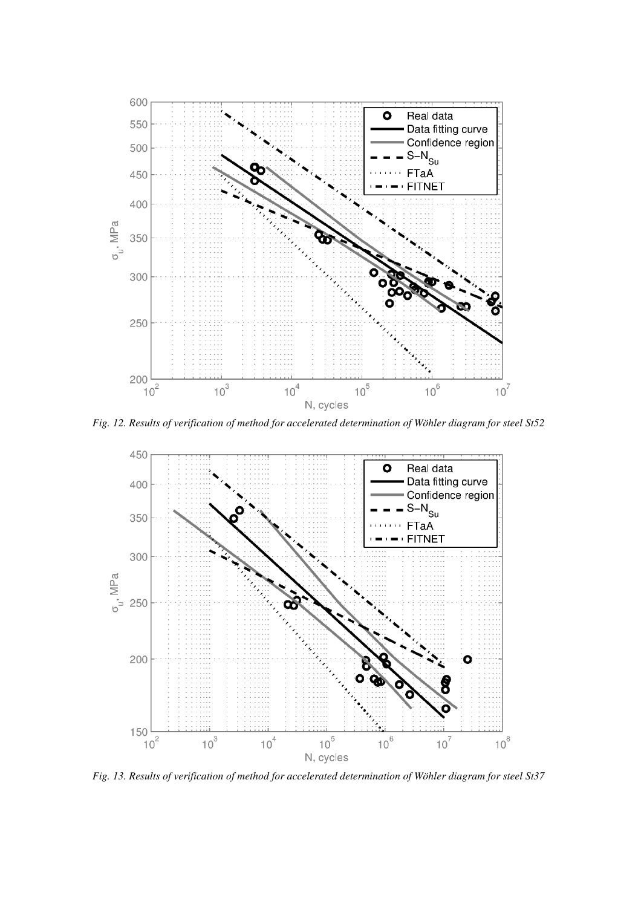Fig. 12. Results of verification of method for accelerated determination of Wöhler diagram for steel St52

Fig. 13. Results of verification of method for accelerated determination of Wöhler diagram for steel St37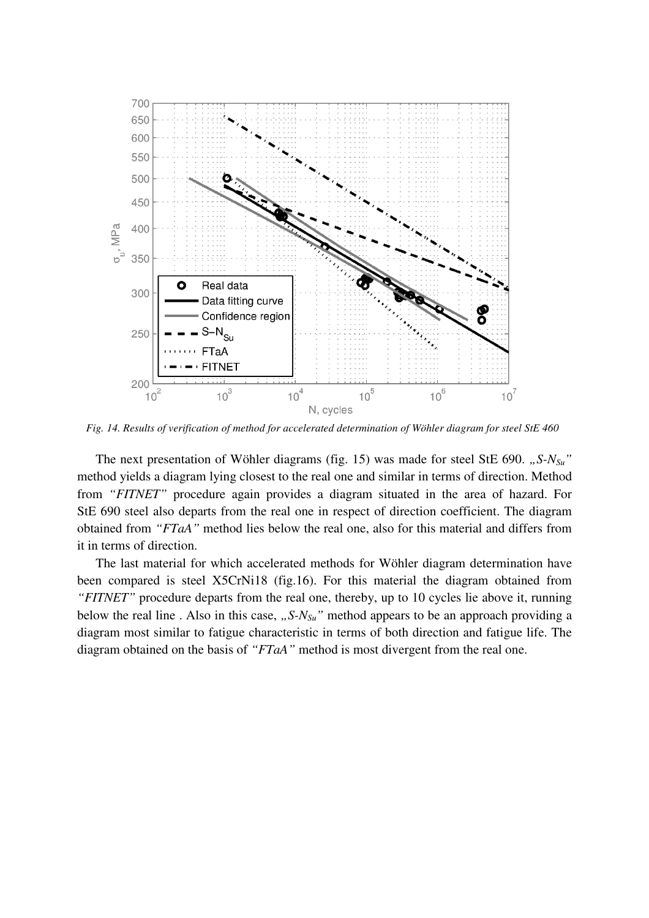Fig. 14. Results of verification of method for accelerated determination of Wöhler diagram for steel StE 460

The next presentation of Wöhler diagrams (fig. 15) was made for steel StE 690. *„S-$N_{Su}$"* method yields a diagram lying closest to the real one and similar in terms of direction. Method from *"FITNET"* procedure again provides a diagram situated in the area of hazard. For StE 690 steel also departs from the real one in respect of direction coefficient. The diagram obtained from *"FTaA"* method lies below the real one, also for this material and differs from it in terms of direction.

The last material for which accelerated methods for Wöhler diagram determination have been compared is steel X5CrNi18 (fig.16). For this material the diagram obtained from *"FITNET"* procedure departs from the real one, thereby, up to 10 cycles lie above it, running below the real line . Also in this case, *„S-$N_{Su}$"* method appears to be an approach providing a diagram most similar to fatigue characteristic in terms of both direction and fatigue life. The diagram obtained on the basis of *"FTaA"* method is most divergent from the real one.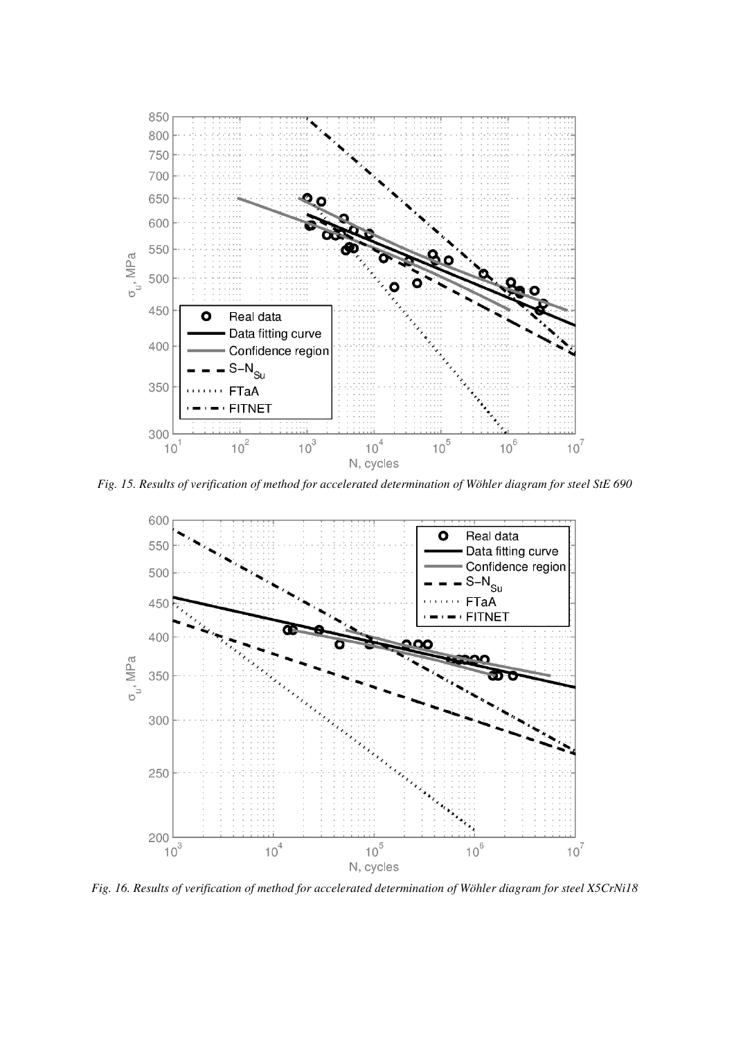*Fig. 15. Results of verification of method for accelerated determination of Wöhler diagram for steel StE 690*

*Fig. 16. Results of verification of method for accelerated determination of Wöhler diagram for steel X5CrNi18*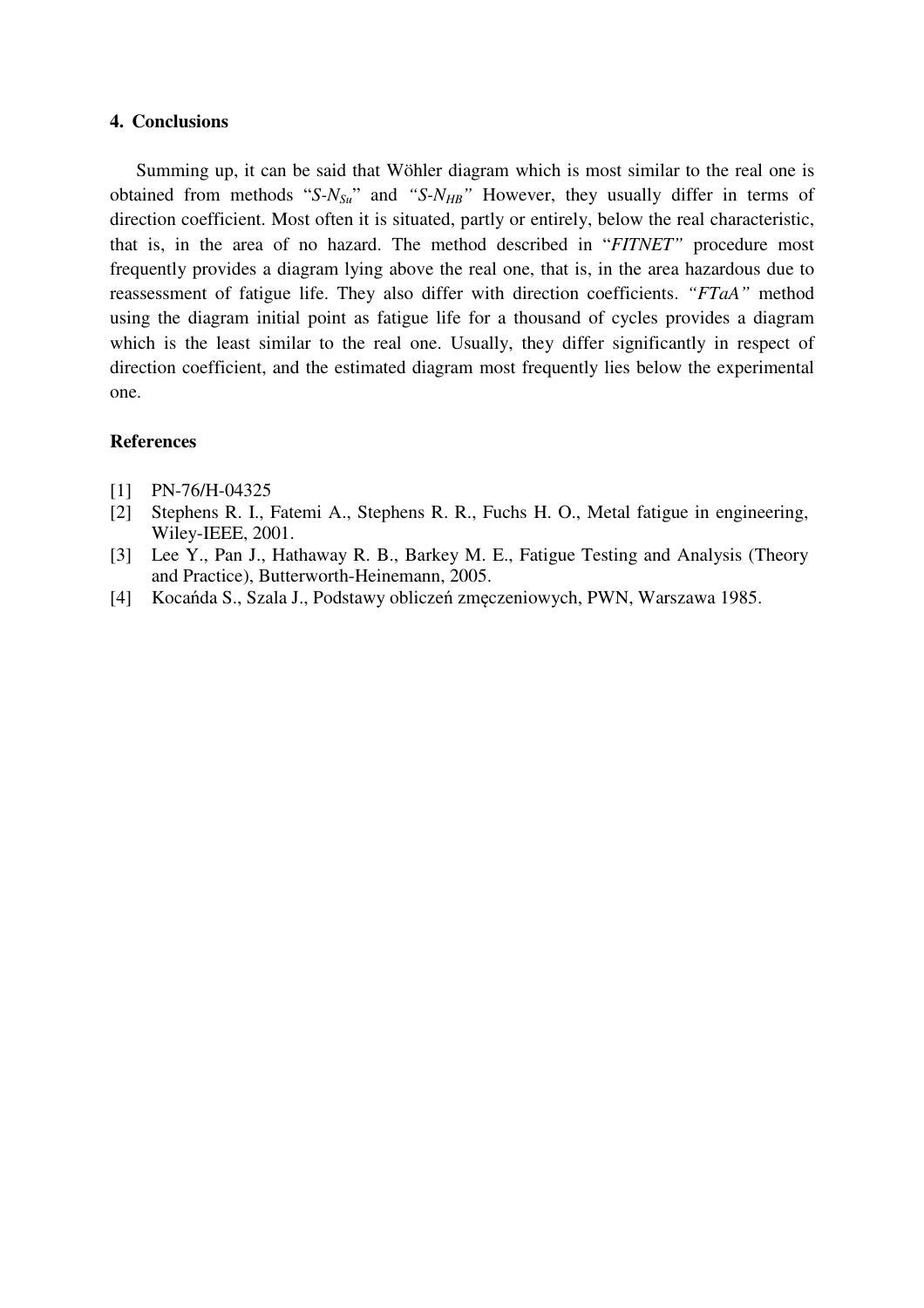## 4. Conclusions

Summing up, it can be said that Wöhler diagram which is most similar to the real one is obtained from methods "*S-N*$_{Su}$" and *"S-N*$_{HB}$*"* However, they usually differ in terms of direction coefficient. Most often it is situated, partly or entirely, below the real characteristic, that is, in the area of no hazard. The method described in "*FITNET"* procedure most frequently provides a diagram lying above the real one, that is, in the area hazardous due to reassessment of fatigue life. They also differ with direction coefficients. *"FTaA"* method using the diagram initial point as fatigue life for a thousand of cycles provides a diagram which is the least similar to the real one. Usually, they differ significantly in respect of direction coefficient, and the estimated diagram most frequently lies below the experimental one.

## References

[1] PN-76/H-04325

[2] Stephens R. I., Fatemi A., Stephens R. R., Fuchs H. O., Metal fatigue in engineering, Wiley-IEEE, 2001.

[3] Lee Y., Pan J., Hathaway R. B., Barkey M. E., Fatigue Testing and Analysis (Theory and Practice), Butterworth-Heinemann, 2005.

[4] Kocańda S., Szala J., Podstawy obliczeń zmęczeniowych, PWN, Warszawa 1985.